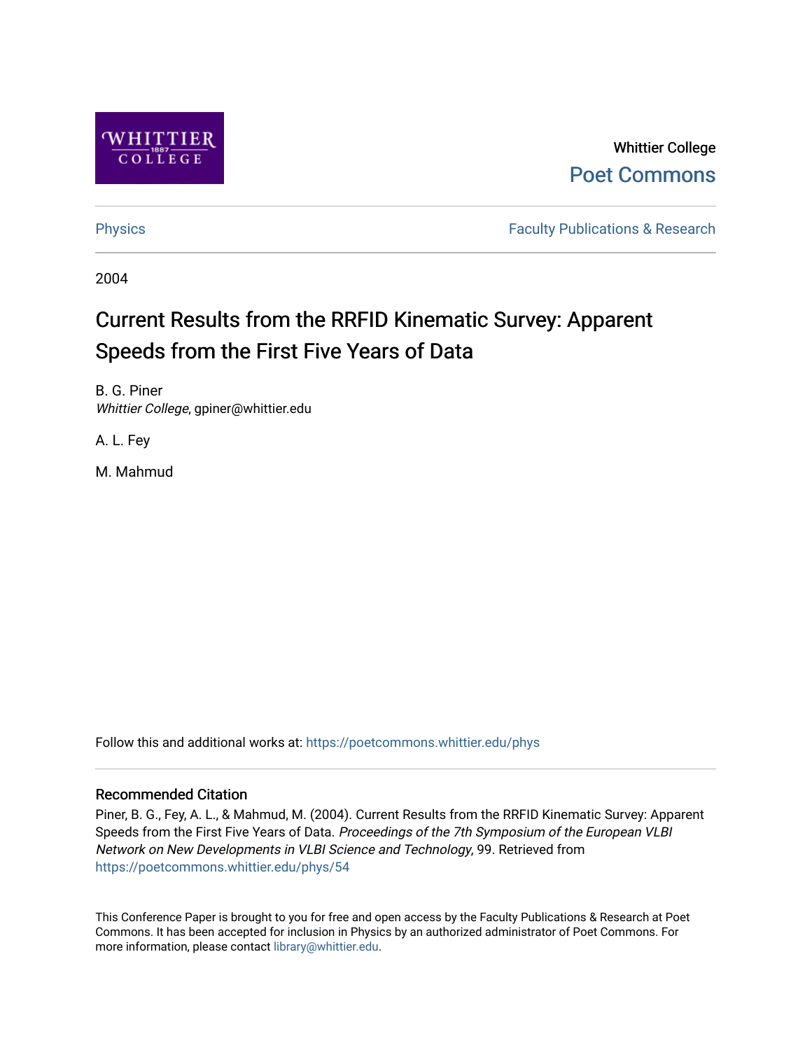Whittier College

Poet Commons

Physics

Faculty Publications & Research

2004

# Current Results from the RRFID Kinematic Survey: Apparent Speeds from the First Five Years of Data

B. G. Piner
*Whittier College*, gpiner@whittier.edu

A. L. Fey

M. Mahmud

Follow this and additional works at: https://poetcommons.whittier.edu/phys

### Recommended Citation

Piner, B. G., Fey, A. L., & Mahmud, M. (2004). Current Results from the RRFID Kinematic Survey: Apparent Speeds from the First Five Years of Data. *Proceedings of the 7th Symposium of the European VLBI Network on New Developments in VLBI Science and Technology*, 99. Retrieved from https://poetcommons.whittier.edu/phys/54

This Conference Paper is brought to you for free and open access by the Faculty Publications & Research at Poet Commons. It has been accepted for inclusion in Physics by an authorized administrator of Poet Commons. For more information, please contact library@whittier.edu.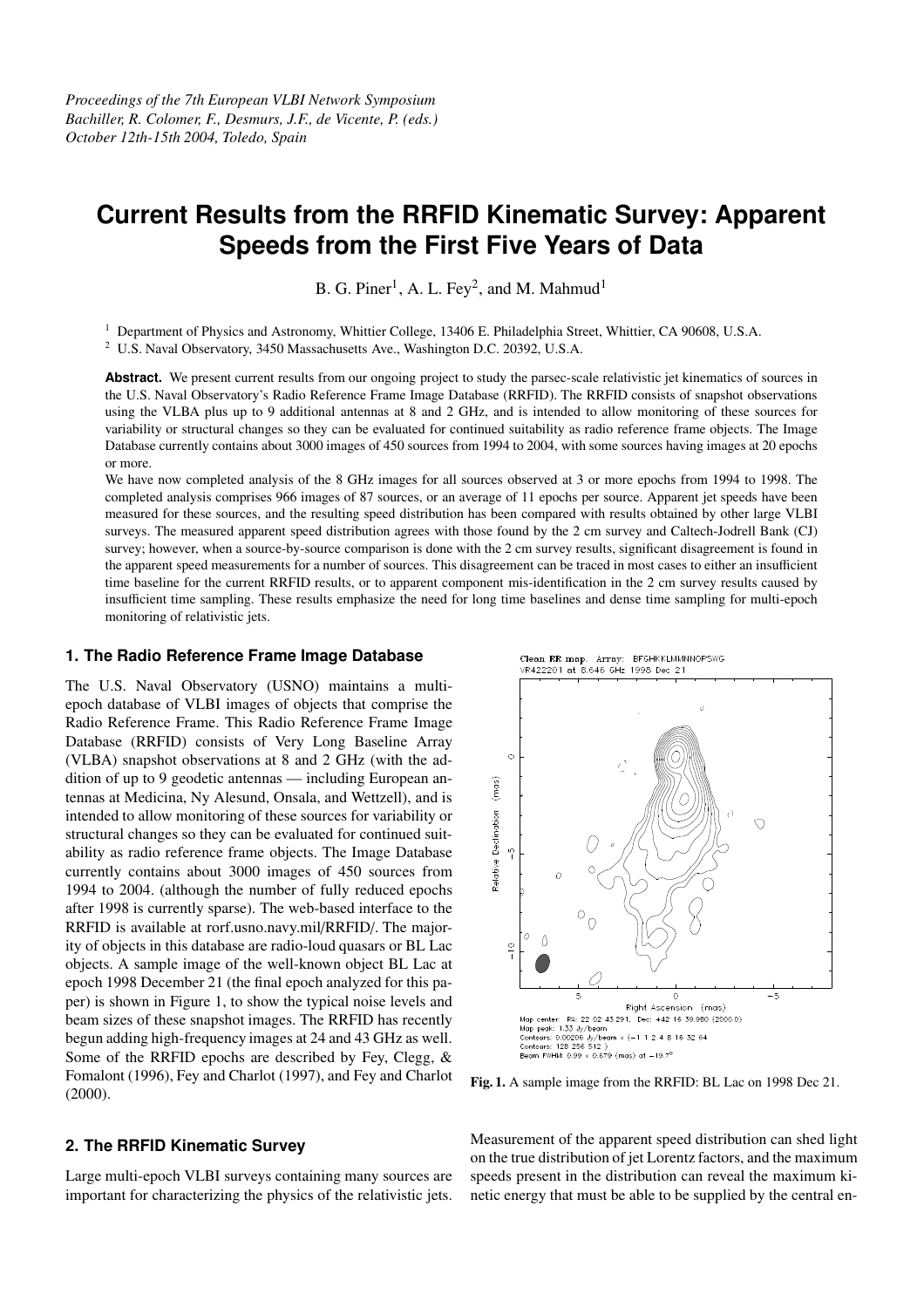# Current Results from the RRFID Kinematic Survey: Apparent Speeds from the First Five Years of Data

B. G. Piner[1], A. L. Fey[2], and M. Mahmud[1]

[1] Department of Physics and Astronomy, Whittier College, 13406 E. Philadelphia Street, Whittier, CA 90608, U.S.A.

[2] U.S. Naval Observatory, 3450 Massachusetts Ave., Washington D.C. 20392, U.S.A.

**Abstract.** We present current results from our ongoing project to study the parsec-scale relativistic jet kinematics of sources in the U.S. Naval Observatory's Radio Reference Frame Image Database (RRFID). The RRFID consists of snapshot observations using the VLBA plus up to 9 additional antennas at 8 and 2 GHz, and is intended to allow monitoring of these sources for variability or structural changes so they can be evaluated for continued suitability as radio reference frame objects. The Image Database currently contains about 3000 images of 450 sources from 1994 to 2004, with some sources having images at 20 epochs or more.

We have now completed analysis of the 8 GHz images for all sources observed at 3 or more epochs from 1994 to 1998. The completed analysis comprises 966 images of 87 sources, or an average of 11 epochs per source. Apparent jet speeds have been measured for these sources, and the resulting speed distribution has been compared with results obtained by other large VLBI surveys. The measured apparent speed distribution agrees with those found by the 2 cm survey and Caltech-Jodrell Bank (CJ) survey; however, when a source-by-source comparison is done with the 2 cm survey results, significant disagreement is found in the apparent speed measurements for a number of sources. This disagreement can be traced in most cases to either an insufficient time baseline for the current RRFID results, or to apparent component mis-identification in the 2 cm survey results caused by insufficient time sampling. These results emphasize the need for long time baselines and dense time sampling for multi-epoch monitoring of relativistic jets.

## 1. The Radio Reference Frame Image Database

The U.S. Naval Observatory (USNO) maintains a multi-epoch database of VLBI images of objects that comprise the Radio Reference Frame. This Radio Reference Frame Image Database (RRFID) consists of Very Long Baseline Array (VLBA) snapshot observations at 8 and 2 GHz (with the addition of up to 9 geodetic antennas — including European antennas at Medicina, Ny Alesund, Onsala, and Wettzell), and is intended to allow monitoring of these sources for variability or structural changes so they can be evaluated for continued suitability as radio reference frame objects. The Image Database currently contains about 3000 images of 450 sources from 1994 to 2004. (although the number of fully reduced epochs after 1998 is currently sparse). The web-based interface to the RRFID is available at rorf.usno.navy.mil/RRFID/. The majority of objects in this database are radio-loud quasars or BL Lac objects. A sample image of the well-known object BL Lac at epoch 1998 December 21 (the final epoch analyzed for this paper) is shown in Figure 1, to show the typical noise levels and beam sizes of these snapshot images. The RRFID has recently begun adding high-frequency images at 24 and 43 GHz as well. Some of the RRFID epochs are described by Fey, Clegg, & Fomalont (1996), Fey and Charlot (1997), and Fey and Charlot (2000).

**Fig. 1.** A sample image from the RRFID: BL Lac on 1998 Dec 21.

## 2. The RRFID Kinematic Survey

Large multi-epoch VLBI surveys containing many sources are important for characterizing the physics of the relativistic jets. Measurement of the apparent speed distribution can shed light on the true distribution of jet Lorentz factors, and the maximum speeds present in the distribution can reveal the maximum kinetic energy that must be able to be supplied by the central en-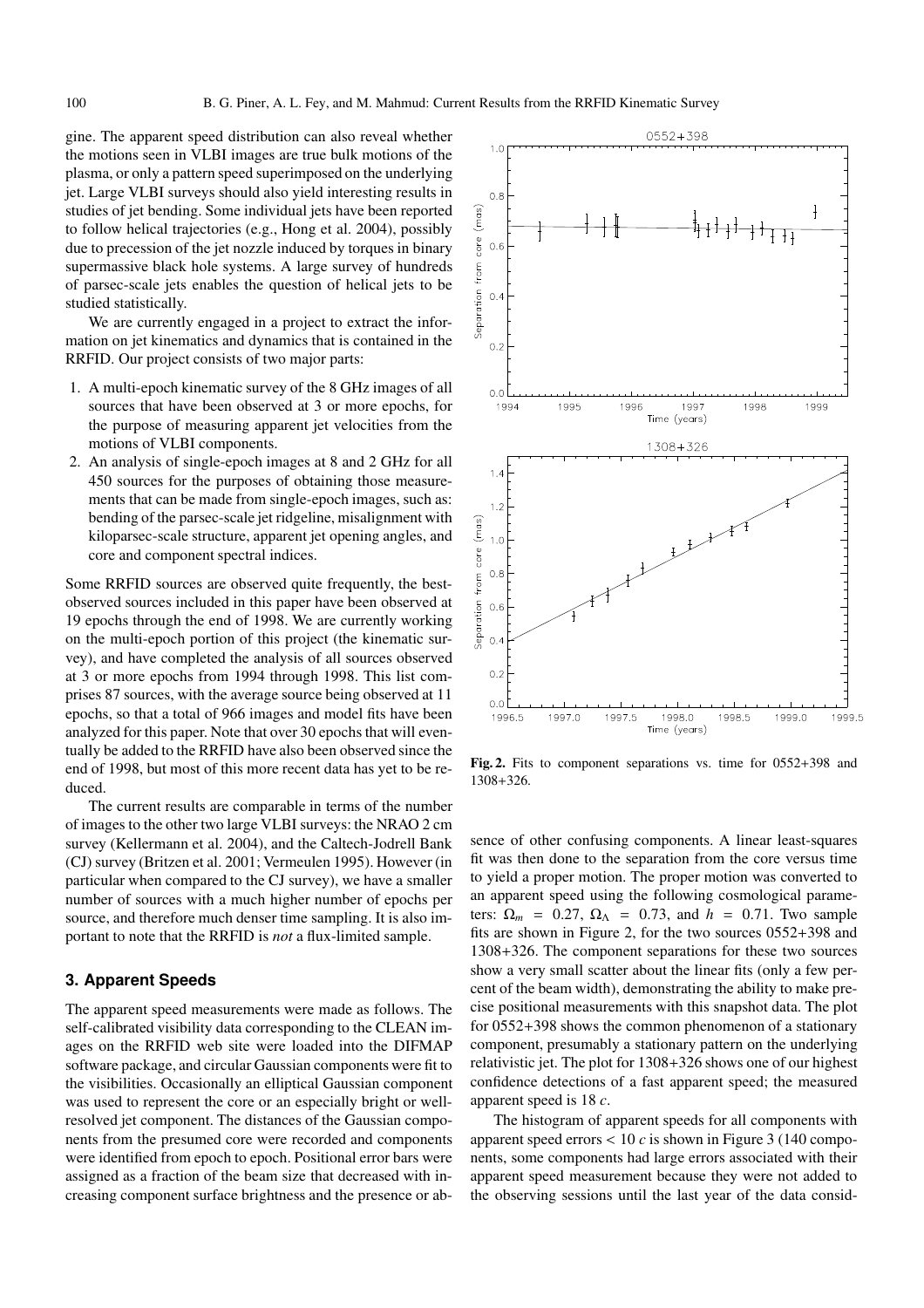gine. The apparent speed distribution can also reveal whether the motions seen in VLBI images are true bulk motions of the plasma, or only a pattern speed superimposed on the underlying jet. Large VLBI surveys should also yield interesting results in studies of jet bending. Some individual jets have been reported to follow helical trajectories (e.g., Hong et al. 2004), possibly due to precession of the jet nozzle induced by torques in binary supermassive black hole systems. A large survey of hundreds of parsec-scale jets enables the question of helical jets to be studied statistically.

We are currently engaged in a project to extract the information on jet kinematics and dynamics that is contained in the RRFID. Our project consists of two major parts:

1. A multi-epoch kinematic survey of the 8 GHz images of all sources that have been observed at 3 or more epochs, for the purpose of measuring apparent jet velocities from the motions of VLBI components.
2. An analysis of single-epoch images at 8 and 2 GHz for all 450 sources for the purposes of obtaining those measurements that can be made from single-epoch images, such as: bending of the parsec-scale jet ridgeline, misalignment with kiloparsec-scale structure, apparent jet opening angles, and core and component spectral indices.

Some RRFID sources are observed quite frequently, the best-observed sources included in this paper have been observed at 19 epochs through the end of 1998. We are currently working on the multi-epoch portion of this project (the kinematic survey), and have completed the analysis of all sources observed at 3 or more epochs from 1994 through 1998. This list comprises 87 sources, with the average source being observed at 11 epochs, so that a total of 966 images and model fits have been analyzed for this paper. Note that over 30 epochs that will eventually be added to the RRFID have also been observed since the end of 1998, but most of this more recent data has yet to be reduced.

The current results are comparable in terms of the number of images to the other two large VLBI surveys: the NRAO 2 cm survey (Kellermann et al. 2004), and the Caltech-Jodrell Bank (CJ) survey (Britzen et al. 2001; Vermeulen 1995). However (in particular when compared to the CJ survey), we have a smaller number of sources with a much higher number of epochs per source, and therefore much denser time sampling. It is also important to note that the RRFID is *not* a flux-limited sample.

## 3. Apparent Speeds

The apparent speed measurements were made as follows. The self-calibrated visibility data corresponding to the CLEAN images on the RRFID web site were loaded into the DIFMAP software package, and circular Gaussian components were fit to the visibilities. Occasionally an elliptical Gaussian component was used to represent the core or an especially bright or well-resolved jet component. The distances of the Gaussian components from the presumed core were recorded and components were identified from epoch to epoch. Positional error bars were assigned as a fraction of the beam size that decreased with increasing component surface brightness and the presence or absence of other confusing components. A linear least-squares fit was then done to the separation from the core versus time to yield a proper motion. The proper motion was converted to an apparent speed using the following cosmological parameters: $\Omega_m = 0.27$, $\Omega_\Lambda = 0.73$, and $h = 0.71$. Two sample fits are shown in Figure 2, for the two sources 0552+398 and 1308+326. The component separations for these two sources show a very small scatter about the linear fits (only a few percent of the beam width), demonstrating the ability to make precise positional measurements with this snapshot data. The plot for 0552+398 shows the common phenomenon of a stationary component, presumably a stationary pattern on the underlying relativistic jet. The plot for 1308+326 shows one of our highest confidence detections of a fast apparent speed; the measured apparent speed is 18 $c$.

**Fig. 2.** Fits to component separations vs. time for 0552+398 and 1308+326.

The histogram of apparent speeds for all components with apparent speed errors $< 10\ c$ is shown in Figure 3 (140 components, some components had large errors associated with their apparent speed measurement because they were not added to the observing sessions until the last year of the data consid-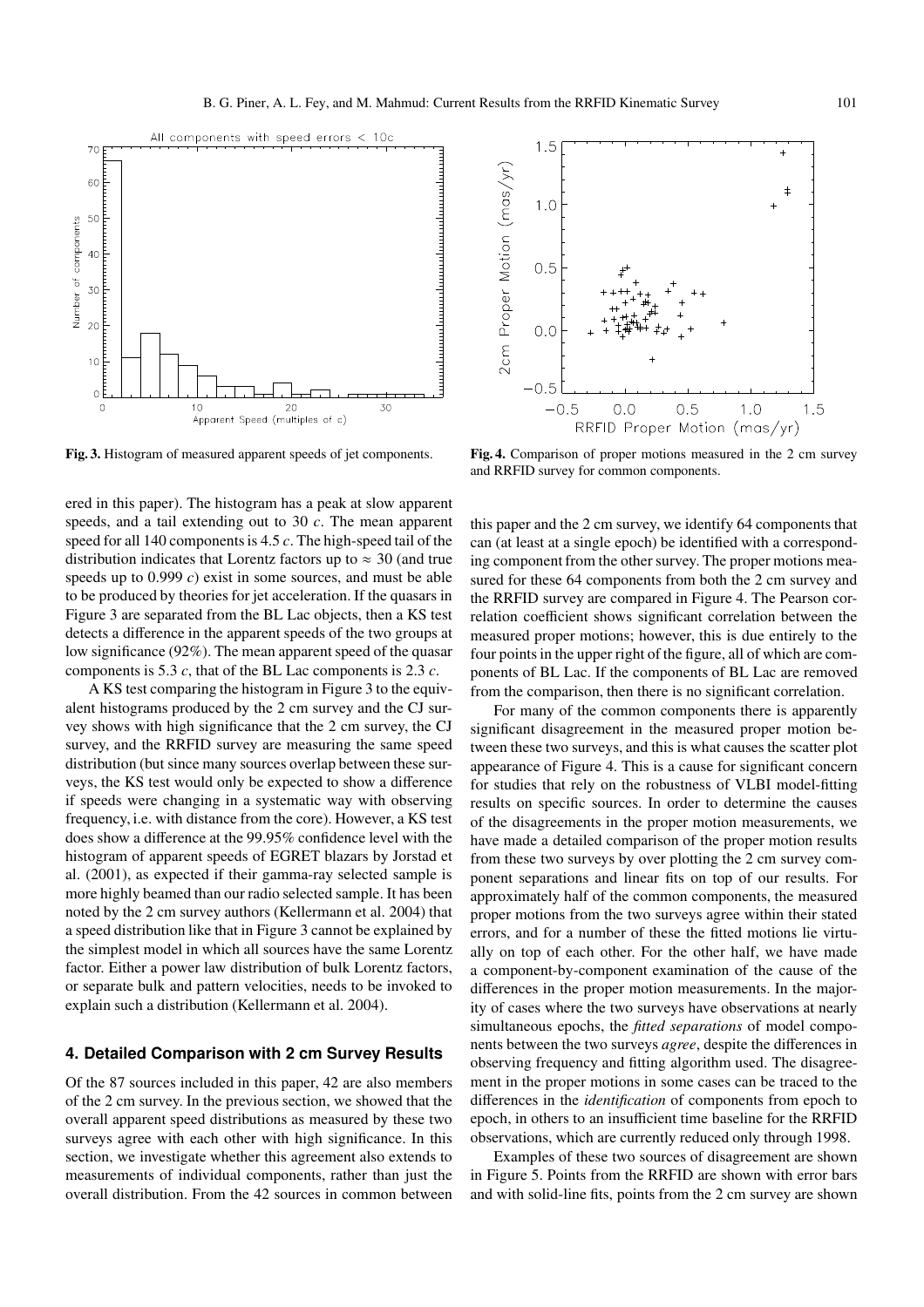Fig. 3. Histogram of measured apparent speeds of jet components.

Fig. 4. Comparison of proper motions measured in the 2 cm survey and RRFID survey for common components.

ered in this paper). The histogram has a peak at slow apparent speeds, and a tail extending out to 30 $c$. The mean apparent speed for all 140 components is 4.5 $c$. The high-speed tail of the distribution indicates that Lorentz factors up to $\approx 30$ (and true speeds up to 0.999 $c$) exist in some sources, and must be able to be produced by theories for jet acceleration. If the quasars in Figure 3 are separated from the BL Lac objects, then a KS test detects a difference in the apparent speeds of the two groups at low significance (92%). The mean apparent speed of the quasar components is 5.3 $c$, that of the BL Lac components is 2.3 $c$.

A KS test comparing the histogram in Figure 3 to the equivalent histograms produced by the 2 cm survey and the CJ survey shows with high significance that the 2 cm survey, the CJ survey, and the RRFID survey are measuring the same speed distribution (but since many sources overlap between these surveys, the KS test would only be expected to show a difference if speeds were changing in a systematic way with observing frequency, i.e. with distance from the core). However, a KS test does show a difference at the 99.95% confidence level with the histogram of apparent speeds of EGRET blazars by Jorstad et al. (2001), as expected if their gamma-ray selected sample is more highly beamed than our radio selected sample. It has been noted by the 2 cm survey authors (Kellermann et al. 2004) that a speed distribution like that in Figure 3 cannot be explained by the simplest model in which all sources have the same Lorentz factor. Either a power law distribution of bulk Lorentz factors, or separate bulk and pattern velocities, needs to be invoked to explain such a distribution (Kellermann et al. 2004).

## 4. Detailed Comparison with 2 cm Survey Results

Of the 87 sources included in this paper, 42 are also members of the 2 cm survey. In the previous section, we showed that the overall apparent speed distributions as measured by these two surveys agree with each other with high significance. In this section, we investigate whether this agreement also extends to measurements of individual components, rather than just the overall distribution. From the 42 sources in common between this paper and the 2 cm survey, we identify 64 components that can (at least at a single epoch) be identified with a corresponding component from the other survey. The proper motions measured for these 64 components from both the 2 cm survey and the RRFID survey are compared in Figure 4. The Pearson correlation coefficient shows significant correlation between the measured proper motions; however, this is due entirely to the four points in the upper right of the figure, all of which are components of BL Lac. If the components of BL Lac are removed from the comparison, then there is no significant correlation.

For many of the common components there is apparently significant disagreement in the measured proper motion between these two surveys, and this is what causes the scatter plot appearance of Figure 4. This is a cause for significant concern for studies that rely on the robustness of VLBI model-fitting results on specific sources. In order to determine the causes of the disagreements in the proper motion measurements, we have made a detailed comparison of the proper motion results from these two surveys by over plotting the 2 cm survey component separations and linear fits on top of our results. For approximately half of the common components, the measured proper motions from the two surveys agree within their stated errors, and for a number of these the fitted motions lie virtually on top of each other. For the other half, we have made a component-by-component examination of the cause of the differences in the proper motion measurements. In the majority of cases where the two surveys have observations at nearly simultaneous epochs, the *fitted separations* of model components between the two surveys *agree*, despite the differences in observing frequency and fitting algorithm used. The disagreement in the proper motions in some cases can be traced to the differences in the *identification* of components from epoch to epoch, in others to an insufficient time baseline for the RRFID observations, which are currently reduced only through 1998.

Examples of these two sources of disagreement are shown in Figure 5. Points from the RRFID are shown with error bars and with solid-line fits, points from the 2 cm survey are shown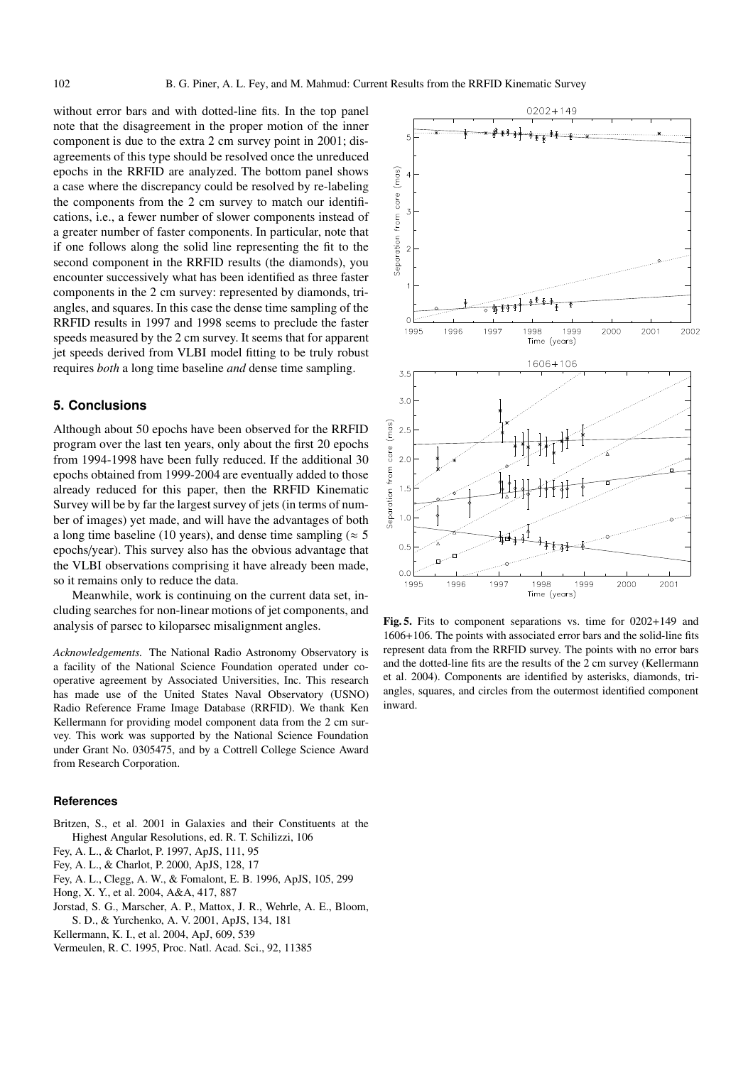without error bars and with dotted-line fits. In the top panel note that the disagreement in the proper motion of the inner component is due to the extra 2 cm survey point in 2001; disagreements of this type should be resolved once the unreduced epochs in the RRFID are analyzed. The bottom panel shows a case where the discrepancy could be resolved by re-labeling the components from the 2 cm survey to match our identifications, i.e., a fewer number of slower components instead of a greater number of faster components. In particular, note that if one follows along the solid line representing the fit to the second component in the RRFID results (the diamonds), you encounter successively what has been identified as three faster components in the 2 cm survey: represented by diamonds, triangles, and squares. In this case the dense time sampling of the RRFID results in 1997 and 1998 seems to preclude the faster speeds measured by the 2 cm survey. It seems that for apparent jet speeds derived from VLBI model fitting to be truly robust requires *both* a long time baseline *and* dense time sampling.

## 5. Conclusions

Although about 50 epochs have been observed for the RRFID program over the last ten years, only about the first 20 epochs from 1994-1998 have been fully reduced. If the additional 30 epochs obtained from 1999-2004 are eventually added to those already reduced for this paper, then the RRFID Kinematic Survey will be by far the largest survey of jets (in terms of number of images) yet made, and will have the advantages of both a long time baseline (10 years), and dense time sampling ($\approx 5$ epochs/year). This survey also has the obvious advantage that the VLBI observations comprising it have already been made, so it remains only to reduce the data.

Meanwhile, work is continuing on the current data set, including searches for non-linear motions of jet components, and analysis of parsec to kiloparsec misalignment angles.

*Acknowledgements.* The National Radio Astronomy Observatory is a facility of the National Science Foundation operated under cooperative agreement by Associated Universities, Inc. This research has made use of the United States Naval Observatory (USNO) Radio Reference Frame Image Database (RRFID). We thank Ken Kellermann for providing model component data from the 2 cm survey. This work was supported by the National Science Foundation under Grant No. 0305475, and by a Cottrell College Science Award from Research Corporation.

0202+149

Separation from core (mas)

Time (years)

1606+106

Separation from core (mas)

Time (years)

**Fig. 5.** Fits to component separations vs. time for 0202+149 and 1606+106. The points with associated error bars and the solid-line fits represent data from the RRFID survey. The points with no error bars and the dotted-line fits are the results of the 2 cm survey (Kellermann et al. 2004). Components are identified by asterisks, diamonds, triangles, squares, and circles from the outermost identified component inward.

### References

Britzen, S., et al. 2001 in Galaxies and their Constituents at the Highest Angular Resolutions, ed. R. T. Schilizzi, 106

Fey, A. L., & Charlot, P. 1997, ApJS, 111, 95

Fey, A. L., & Charlot, P. 2000, ApJS, 128, 17

Fey, A. L., Clegg, A. W., & Fomalont, E. B. 1996, ApJS, 105, 299

Hong, X. Y., et al. 2004, A&A, 417, 887

Jorstad, S. G., Marscher, A. P., Mattox, J. R., Wehrle, A. E., Bloom, S. D., & Yurchenko, A. V. 2001, ApJS, 134, 181

Kellermann, K. I., et al. 2004, ApJ, 609, 539

Vermeulen, R. C. 1995, Proc. Natl. Acad. Sci., 92, 11385